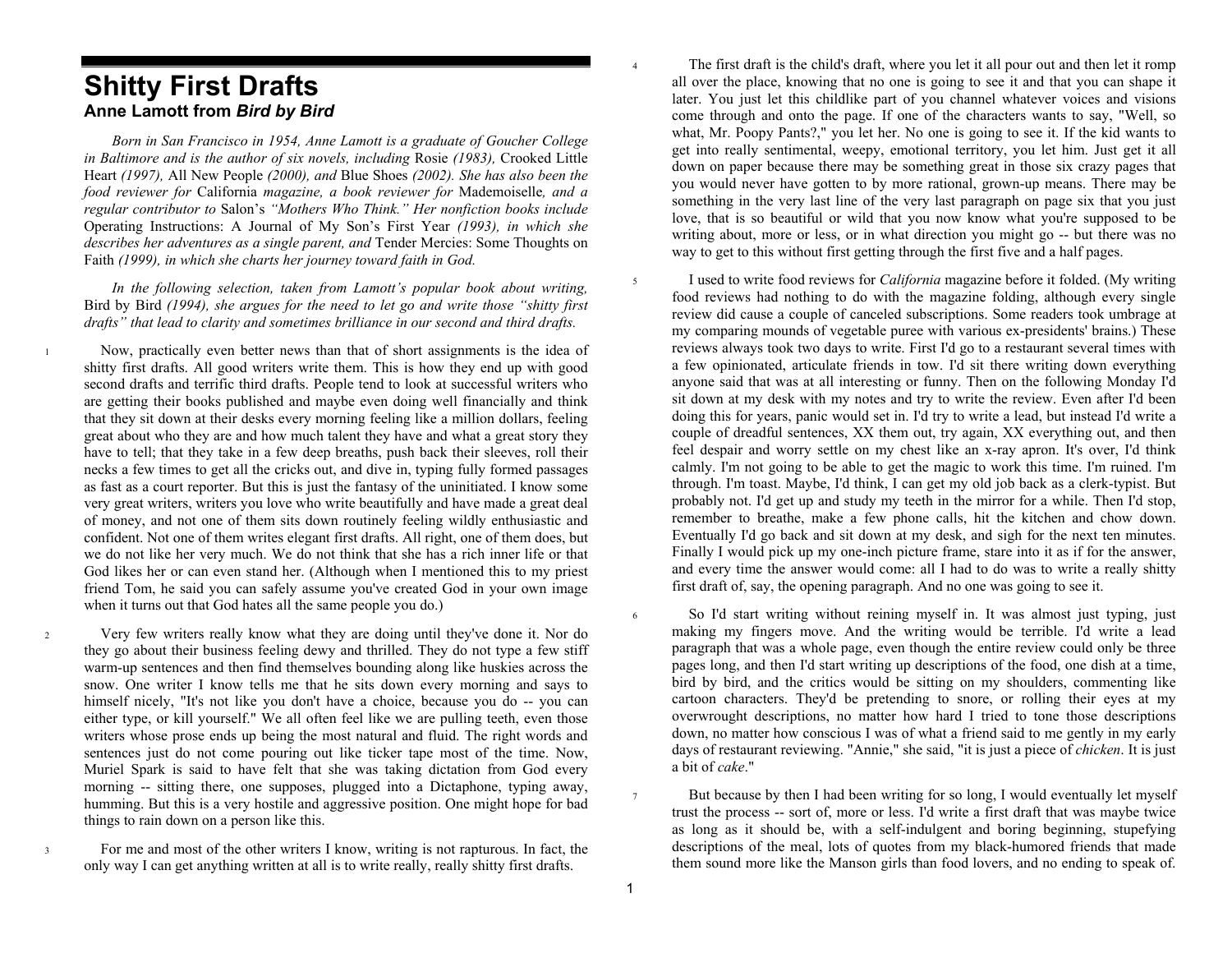# Shitty First Drafts

## Anne Lamott from *Bird by Bird*

*Born in San Francisco in 1954, Anne Lamott is a graduate of Goucher College in Baltimore and is the author of six novels, including* Rosie *(1983),* Crooked Little Heart *(1997),* All New People *(2000), and* Blue Shoes *(2002). She has also been the food reviewer for* California *magazine, a book reviewer for* Mademoiselle*, and a regular contributor to* Salon's *"Mothers Who Think." Her nonfiction books include* Operating Instructions: A Journal of My Son's First Year *(1993), in which she describes her adventures as a single parent, and* Tender Mercies: Some Thoughts on Faith *(1999), in which she charts her journey toward faith in God.*

*In the following selection, taken from Lamott's popular book about writing,* Bird by Bird *(1994), she argues for the need to let go and write those "shitty first drafts" that lead to clarity and sometimes brilliance in our second and third drafts.*

1 Now, practically even better news than that of short assignments is the idea of shitty first drafts. All good writers write them. This is how they end up with good second drafts and terrific third drafts. People tend to look at successful writers who are getting their books published and maybe even doing well financially and think that they sit down at their desks every morning feeling like a million dollars, feeling great about who they are and how much talent they have and what a great story they have to tell; that they take in a few deep breaths, push back their sleeves, roll their necks a few times to get all the cricks out, and dive in, typing fully formed passages as fast as a court reporter. But this is just the fantasy of the uninitiated. I know some very great writers, writers you love who write beautifully and have made a great deal of money, and not one of them sits down routinely feeling wildly enthusiastic and confident. Not one of them writes elegant first drafts. All right, one of them does, but we do not like her very much. We do not think that she has a rich inner life or that God likes her or can even stand her. (Although when I mentioned this to my priest friend Tom, he said you can safely assume you've created God in your own image when it turns out that God hates all the same people you do.)

2 Very few writers really know what they are doing until they've done it. Nor do they go about their business feeling dewy and thrilled. They do not type a few stiff warm-up sentences and then find themselves bounding along like huskies across the snow. One writer I know tells me that he sits down every morning and says to himself nicely, "It's not like you don't have a choice, because you do -- you can either type, or kill yourself." We all often feel like we are pulling teeth, even those writers whose prose ends up being the most natural and fluid. The right words and sentences just do not come pouring out like ticker tape most of the time. Now, Muriel Spark is said to have felt that she was taking dictation from God every morning -- sitting there, one supposes, plugged into a Dictaphone, typing away, humming. But this is a very hostile and aggressive position. One might hope for bad things to rain down on a person like this.

3 For me and most of the other writers I know, writing is not rapturous. In fact, the only way I can get anything written at all is to write really, really shitty first drafts.

4 The first draft is the child's draft, where you let it all pour out and then let it romp all over the place, knowing that no one is going to see it and that you can shape it later. You just let this childlike part of you channel whatever voices and visions come through and onto the page. If one of the characters wants to say, "Well, so what, Mr. Poopy Pants?," you let her. No one is going to see it. If the kid wants to get into really sentimental, weepy, emotional territory, you let him. Just get it all down on paper because there may be something great in those six crazy pages that you would never have gotten to by more rational, grown-up means. There may be something in the very last line of the very last paragraph on page six that you just love, that is so beautiful or wild that you now know what you're supposed to be writing about, more or less, or in what direction you might go -- but there was no way to get to this without first getting through the first five and a half pages.

5 I used to write food reviews for *California* magazine before it folded. (My writing food reviews had nothing to do with the magazine folding, although every single review did cause a couple of canceled subscriptions. Some readers took umbrage at my comparing mounds of vegetable puree with various ex-presidents' brains.) These reviews always took two days to write. First I'd go to a restaurant several times with a few opinionated, articulate friends in tow. I'd sit there writing down everything anyone said that was at all interesting or funny. Then on the following Monday I'd sit down at my desk with my notes and try to write the review. Even after I'd been doing this for years, panic would set in. I'd try to write a lead, but instead I'd write a couple of dreadful sentences, XX them out, try again, XX everything out, and then feel despair and worry settle on my chest like an x-ray apron. It's over, I'd think calmly. I'm not going to be able to get the magic to work this time. I'm ruined. I'm through. I'm toast. Maybe, I'd think, I can get my old job back as a clerk-typist. But probably not. I'd get up and study my teeth in the mirror for a while. Then I'd stop, remember to breathe, make a few phone calls, hit the kitchen and chow down. Eventually I'd go back and sit down at my desk, and sigh for the next ten minutes. Finally I would pick up my one-inch picture frame, stare into it as if for the answer, and every time the answer would come: all I had to do was to write a really shitty first draft of, say, the opening paragraph. And no one was going to see it.

6 So I'd start writing without reining myself in. It was almost just typing, just making my fingers move. And the writing would be terrible. I'd write a lead paragraph that was a whole page, even though the entire review could only be three pages long, and then I'd start writing up descriptions of the food, one dish at a time, bird by bird, and the critics would be sitting on my shoulders, commenting like cartoon characters. They'd be pretending to snore, or rolling their eyes at my overwrought descriptions, no matter how hard I tried to tone those descriptions down, no matter how conscious I was of what a friend said to me gently in my early days of restaurant reviewing. "Annie," she said, "it is just a piece of *chicken*. It is just a bit of *cake*."

7 But because by then I had been writing for so long, I would eventually let myself trust the process -- sort of, more or less. I'd write a first draft that was maybe twice as long as it should be, with a self-indulgent and boring beginning, stupefying descriptions of the meal, lots of quotes from my black-humored friends that made them sound more like the Manson girls than food lovers, and no ending to speak of.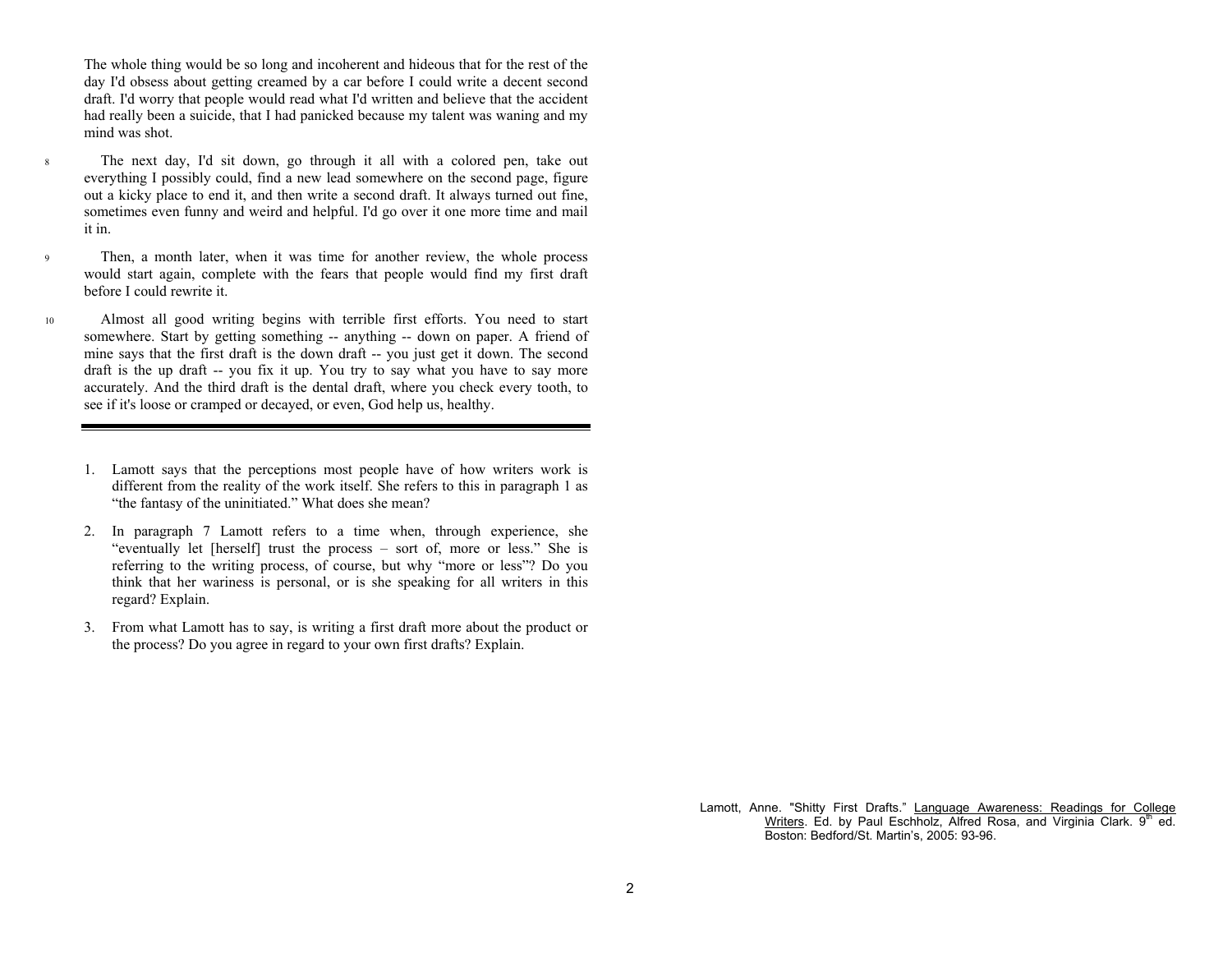The whole thing would be so long and incoherent and hideous that for the rest of the day I'd obsess about getting creamed by a car before I could write a decent second draft. I'd worry that people would read what I'd written and believe that the accident had really been a suicide, that I had panicked because my talent was waning and my mind was shot.

8 The next day, I'd sit down, go through it all with a colored pen, take out everything I possibly could, find a new lead somewhere on the second page, figure out a kicky place to end it, and then write a second draft. It always turned out fine, sometimes even funny and weird and helpful. I'd go over it one more time and mail it in.

9 Then, a month later, when it was time for another review, the whole process would start again, complete with the fears that people would find my first draft before I could rewrite it.

10 Almost all good writing begins with terrible first efforts. You need to start somewhere. Start by getting something -- anything -- down on paper. A friend of mine says that the first draft is the down draft -- you just get it down. The second draft is the up draft -- you fix it up. You try to say what you have to say more accurately. And the third draft is the dental draft, where you check every tooth, to see if it's loose or cramped or decayed, or even, God help us, healthy.

---

1. Lamott says that the perceptions most people have of how writers work is different from the reality of the work itself. She refers to this in paragraph 1 as "the fantasy of the uninitiated." What does she mean?

2. In paragraph 7 Lamott refers to a time when, through experience, she "eventually let [herself] trust the process – sort of, more or less." She is referring to the writing process, of course, but why "more or less"? Do you think that her wariness is personal, or is she speaking for all writers in this regard? Explain.

3. From what Lamott has to say, is writing a first draft more about the product or the process? Do you agree in regard to your own first drafts? Explain.

Lamott, Anne. "Shitty First Drafts." Language Awareness: Readings for College Writers. Ed. by Paul Eschholz, Alfred Rosa, and Virginia Clark. 9th ed. Boston: Bedford/St. Martin's, 2005: 93-96.